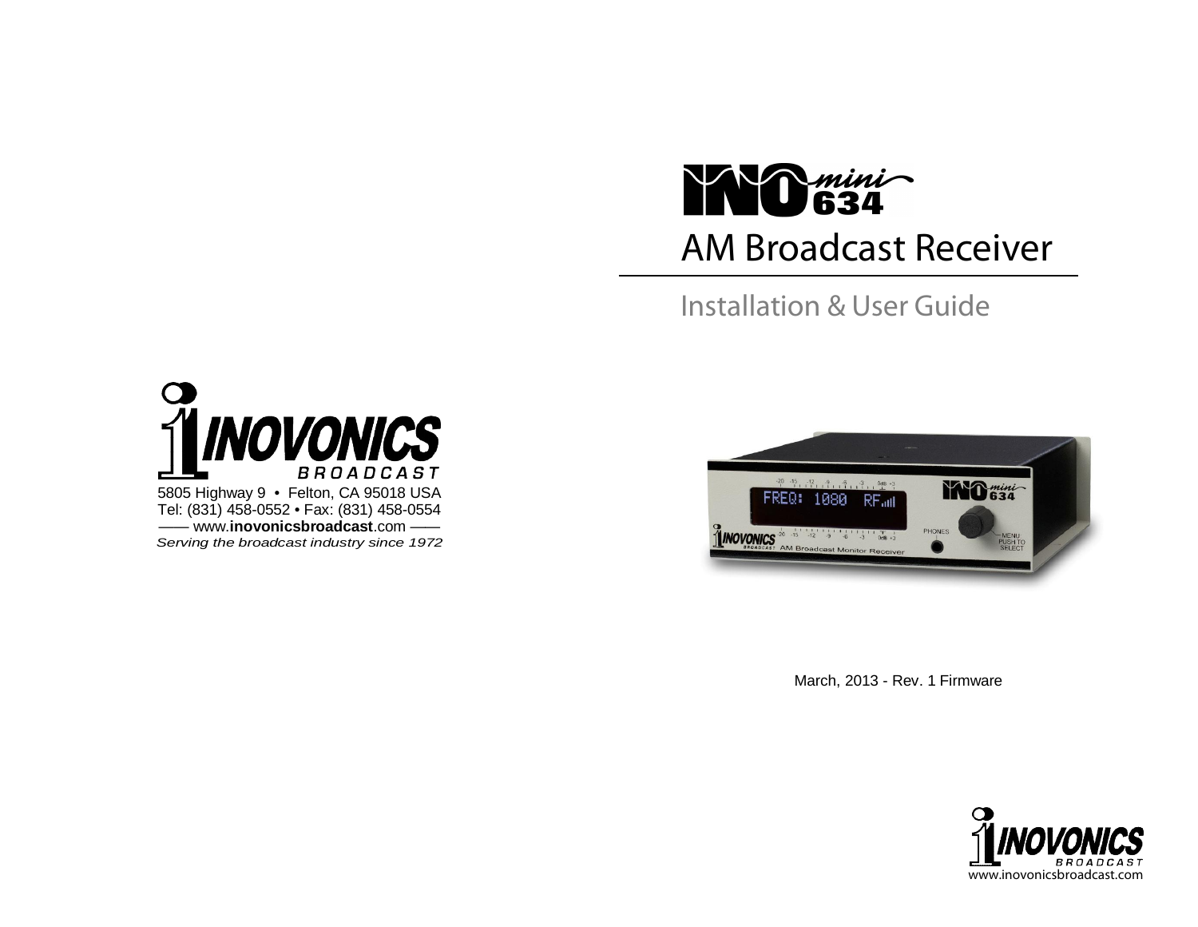# INOmini 634

# AM Broadcast Receiver

## Installation & User Guide

INOVONICS BROADCAST

5805 Highway 9 • Felton, CA 95018 USA
Tel: (831) 458-0552 • Fax: (831) 458-0554
—— www.**inovonicsbroadcast**.com ——
*Serving the broadcast industry since 1972*

March, 2013 - Rev. 1 Firmware

INOVONICS BROADCAST
www.inovonicsbroadcast.com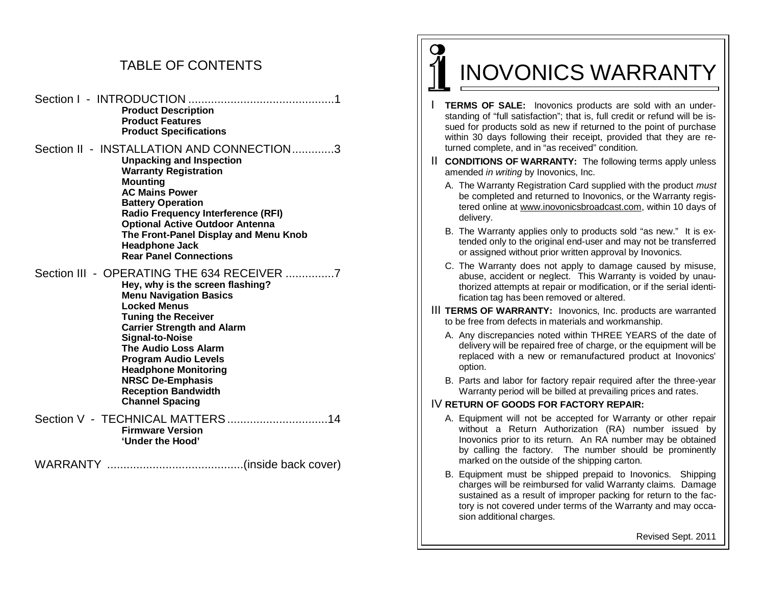# TABLE OF CONTENTS

Section I - INTRODUCTION .............................................1
- **Product Description**
- **Product Features**
- **Product Specifications**

Section II - INSTALLATION AND CONNECTION.............3
- **Unpacking and Inspection**
- **Warranty Registration**
- **Mounting**
- **AC Mains Power**
- **Battery Operation**
- **Radio Frequency Interference (RFI)**
- **Optional Active Outdoor Antenna**
- **The Front-Panel Display and Menu Knob**
- **Headphone Jack**
- **Rear Panel Connections**

Section III - OPERATING THE 634 RECEIVER ...............7
- **Hey, why is the screen flashing?**
- **Menu Navigation Basics**
- **Locked Menus**
- **Tuning the Receiver**
- **Carrier Strength and Alarm**
- **Signal-to-Noise**
- **The Audio Loss Alarm**
- **Program Audio Levels**
- **Headphone Monitoring**
- **NRSC De-Emphasis**
- **Reception Bandwidth**
- **Channel Spacing**

Section V - TECHNICAL MATTERS...............................14
- **Firmware Version**
- **'Under the Hood'**

WARRANTY ..........................................(inside back cover)

# INOVONICS WARRANTY

I **TERMS OF SALE:** Inovonics products are sold with an understanding of "full satisfaction"; that is, full credit or refund will be issued for products sold as new if returned to the point of purchase within 30 days following their receipt, provided that they are returned complete, and in "as received" condition.

II **CONDITIONS OF WARRANTY:** The following terms apply unless amended *in writing* by Inovonics, Inc.

A. The Warranty Registration Card supplied with the product *must* be completed and returned to Inovonics, or the Warranty registered online at www.inovonicsbroadcast.com, within 10 days of delivery.

B. The Warranty applies only to products sold "as new." It is extended only to the original end-user and may not be transferred or assigned without prior written approval by Inovonics.

C. The Warranty does not apply to damage caused by misuse, abuse, accident or neglect. This Warranty is voided by unauthorized attempts at repair or modification, or if the serial identification tag has been removed or altered.

III **TERMS OF WARRANTY:** Inovonics, Inc. products are warranted to be free from defects in materials and workmanship.

A. Any discrepancies noted within THREE YEARS of the date of delivery will be repaired free of charge, or the equipment will be replaced with a new or remanufactured product at Inovonics' option.

B. Parts and labor for factory repair required after the three-year Warranty period will be billed at prevailing prices and rates.

IV **RETURN OF GOODS FOR FACTORY REPAIR:**

A. Equipment will not be accepted for Warranty or other repair without a Return Authorization (RA) number issued by Inovonics prior to its return. An RA number may be obtained by calling the factory. The number should be prominently marked on the outside of the shipping carton.

B. Equipment must be shipped prepaid to Inovonics. Shipping charges will be reimbursed for valid Warranty claims. Damage sustained as a result of improper packing for return to the factory is not covered under terms of the Warranty and may occasion additional charges.

Revised Sept. 2011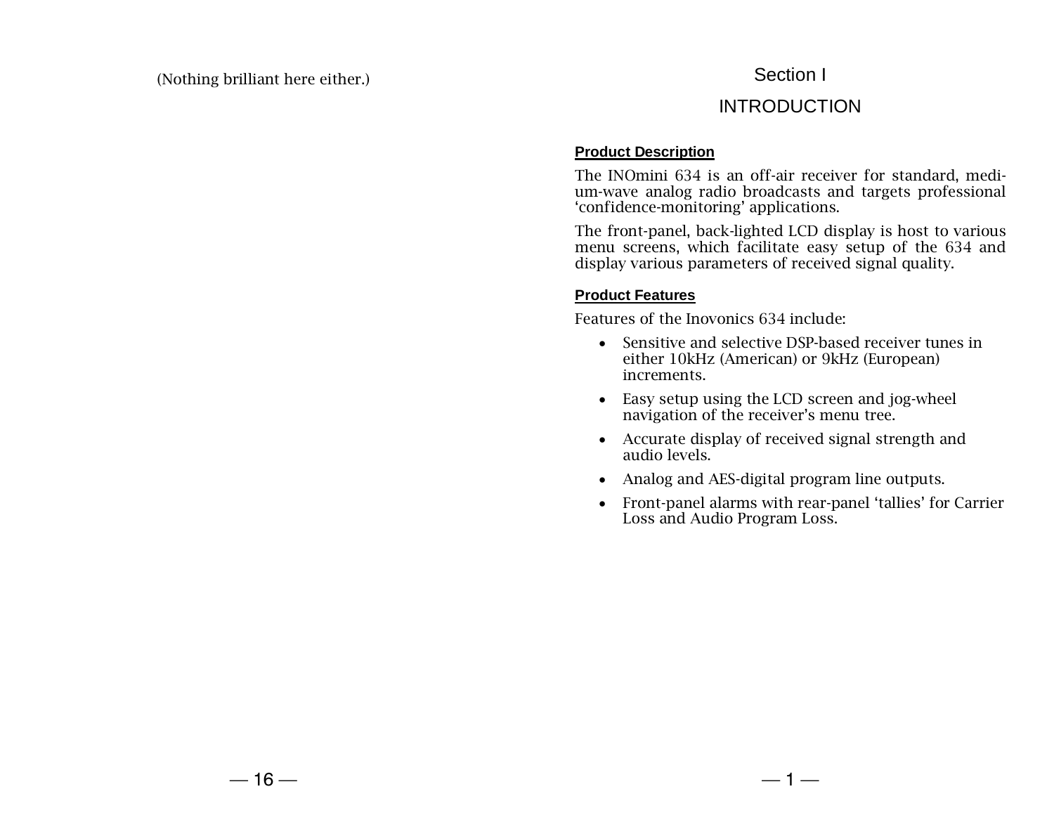(Nothing brilliant here either.)

# Section I

# INTRODUCTION

## Product Description

The INOmini 634 is an off-air receiver for standard, medium-wave analog radio broadcasts and targets professional 'confidence-monitoring' applications.

The front-panel, back-lighted LCD display is host to various menu screens, which facilitate easy setup of the 634 and display various parameters of received signal quality.

## Product Features

Features of the Inovonics 634 include:

- Sensitive and selective DSP-based receiver tunes in either 10kHz (American) or 9kHz (European) increments.
- Easy setup using the LCD screen and jog-wheel navigation of the receiver's menu tree.
- Accurate display of received signal strength and audio levels.
- Analog and AES-digital program line outputs.
- Front-panel alarms with rear-panel 'tallies' for Carrier Loss and Audio Program Loss.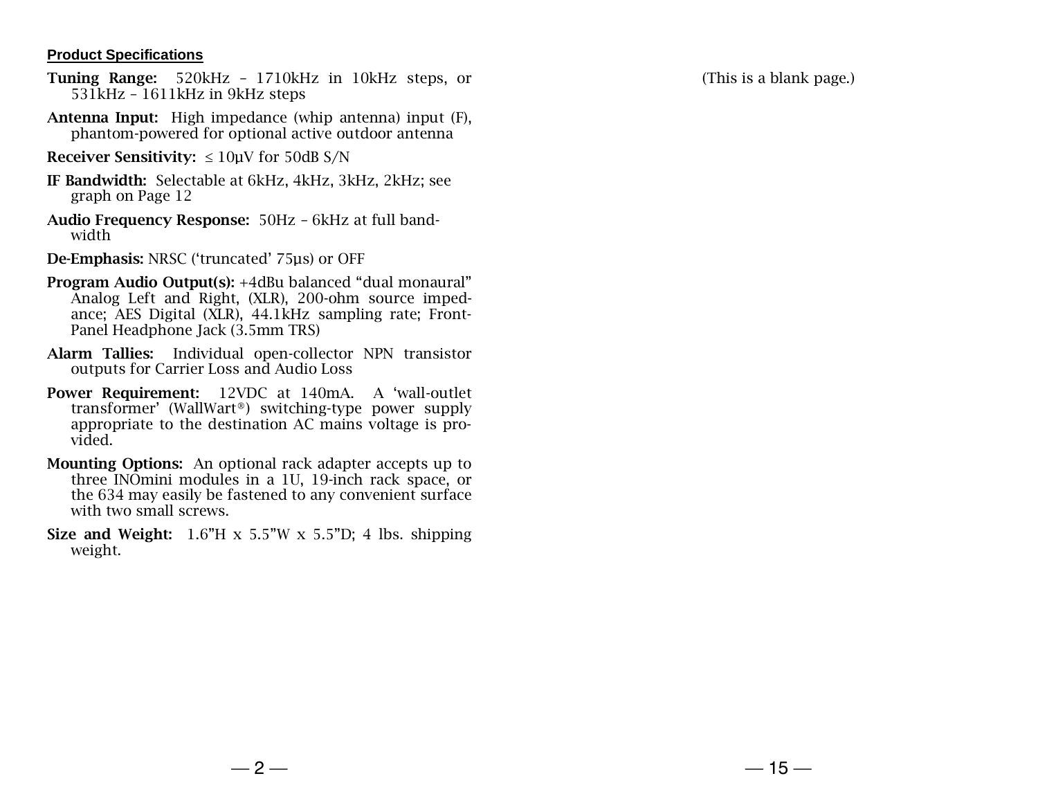## Product Specifications

**Tuning Range:** 520kHz – 1710kHz in 10kHz steps, or 531kHz – 1611kHz in 9kHz steps

**Antenna Input:** High impedance (whip antenna) input (F), phantom-powered for optional active outdoor antenna

**Receiver Sensitivity:** ≤ 10µV for 50dB S/N

**IF Bandwidth:** Selectable at 6kHz, 4kHz, 3kHz, 2kHz; see graph on Page 12

**Audio Frequency Response:** 50Hz – 6kHz at full bandwidth

**De-Emphasis:** NRSC ('truncated' 75µs) or OFF

**Program Audio Output(s):** +4dBu balanced "dual monaural" Analog Left and Right, (XLR), 200-ohm source impedance; AES Digital (XLR), 44.1kHz sampling rate; Front-Panel Headphone Jack (3.5mm TRS)

**Alarm Tallies:** Individual open-collector NPN transistor outputs for Carrier Loss and Audio Loss

**Power Requirement:** 12VDC at 140mA. A 'wall-outlet transformer' (WallWart®) switching-type power supply appropriate to the destination AC mains voltage is provided.

**Mounting Options:** An optional rack adapter accepts up to three INOmini modules in a 1U, 19-inch rack space, or the 634 may easily be fastened to any convenient surface with two small screws.

**Size and Weight:** 1.6"H x 5.5"W x 5.5"D; 4 lbs. shipping weight.

(This is a blank page.)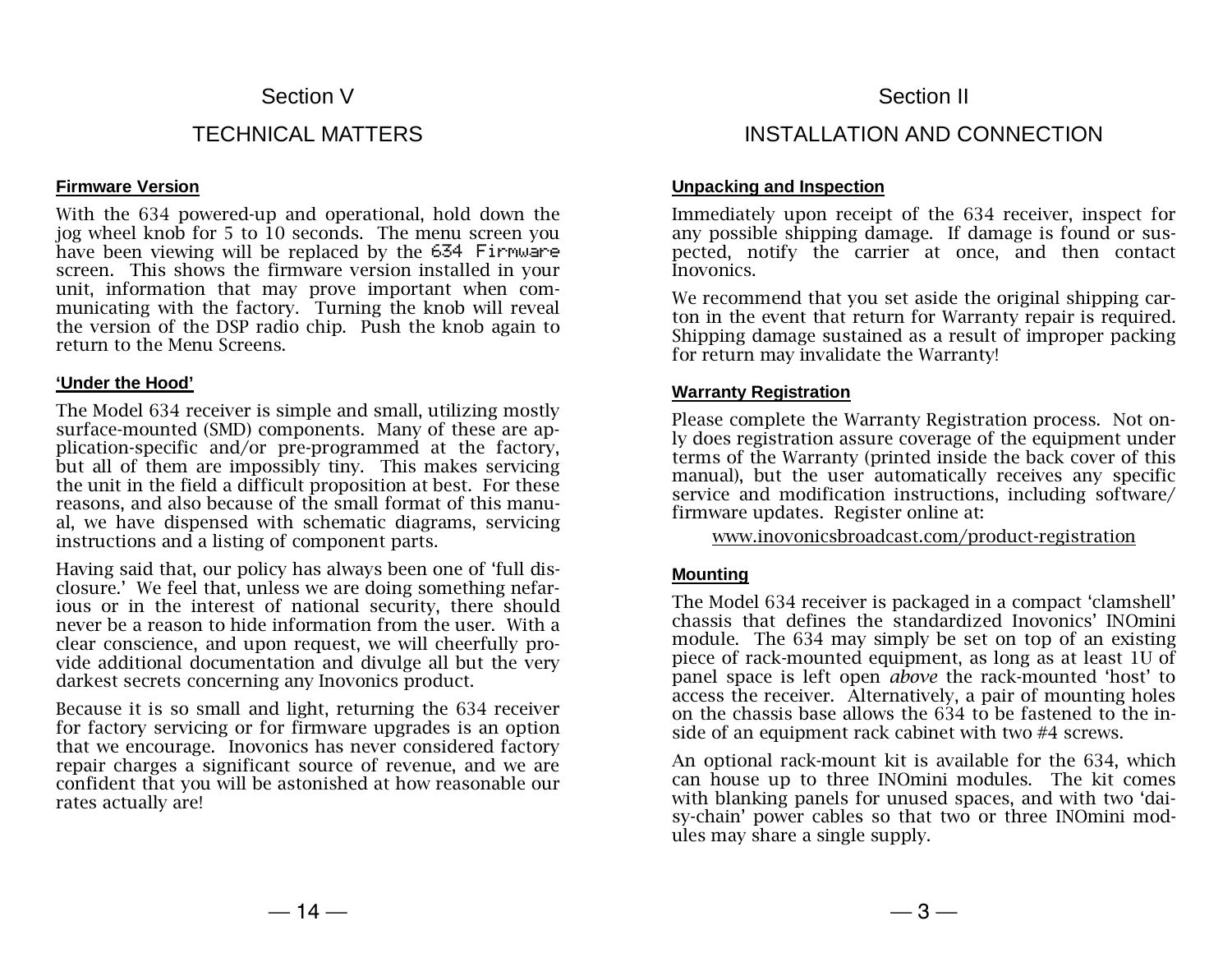# Section V

# TECHNICAL MATTERS

### Firmware Version

With the 634 powered-up and operational, hold down the jog wheel knob for 5 to 10 seconds. The menu screen you have been viewing will be replaced by the `634 Firmware` screen. This shows the firmware version installed in your unit, information that may prove important when communicating with the factory. Turning the knob will reveal the version of the DSP radio chip. Push the knob again to return to the Menu Screens.

### 'Under the Hood'

The Model 634 receiver is simple and small, utilizing mostly surface-mounted (SMD) components. Many of these are application-specific and/or pre-programmed at the factory, but all of them are impossibly tiny. This makes servicing the unit in the field a difficult proposition at best. For these reasons, and also because of the small format of this manual, we have dispensed with schematic diagrams, servicing instructions and a listing of component parts.

Having said that, our policy has always been one of 'full disclosure.' We feel that, unless we are doing something nefarious or in the interest of national security, there should never be a reason to hide information from the user. With a clear conscience, and upon request, we will cheerfully provide additional documentation and divulge all but the very darkest secrets concerning any Inovonics product.

Because it is so small and light, returning the 634 receiver for factory servicing or for firmware upgrades is an option that we encourage. Inovonics has never considered factory repair charges a significant source of revenue, and we are confident that you will be astonished at how reasonable our rates actually are!

# Section II

# INSTALLATION AND CONNECTION

### Unpacking and Inspection

Immediately upon receipt of the 634 receiver, inspect for any possible shipping damage. If damage is found or suspected, notify the carrier at once, and then contact Inovonics.

We recommend that you set aside the original shipping carton in the event that return for Warranty repair is required. Shipping damage sustained as a result of improper packing for return may invalidate the Warranty!

### Warranty Registration

Please complete the Warranty Registration process. Not only does registration assure coverage of the equipment under terms of the Warranty (printed inside the back cover of this manual), but the user automatically receives any specific service and modification instructions, including software/ firmware updates. Register online at:

www.inovonicsbroadcast.com/product-registration

### Mounting

The Model 634 receiver is packaged in a compact 'clamshell' chassis that defines the standardized Inovonics' INOmini module. The 634 may simply be set on top of an existing piece of rack-mounted equipment, as long as at least 1U of panel space is left open *above* the rack-mounted 'host' to access the receiver. Alternatively, a pair of mounting holes on the chassis base allows the 634 to be fastened to the inside of an equipment rack cabinet with two #4 screws.

An optional rack-mount kit is available for the 634, which can house up to three INOmini modules. The kit comes with blanking panels for unused spaces, and with two 'daisy-chain' power cables so that two or three INOmini modules may share a single supply.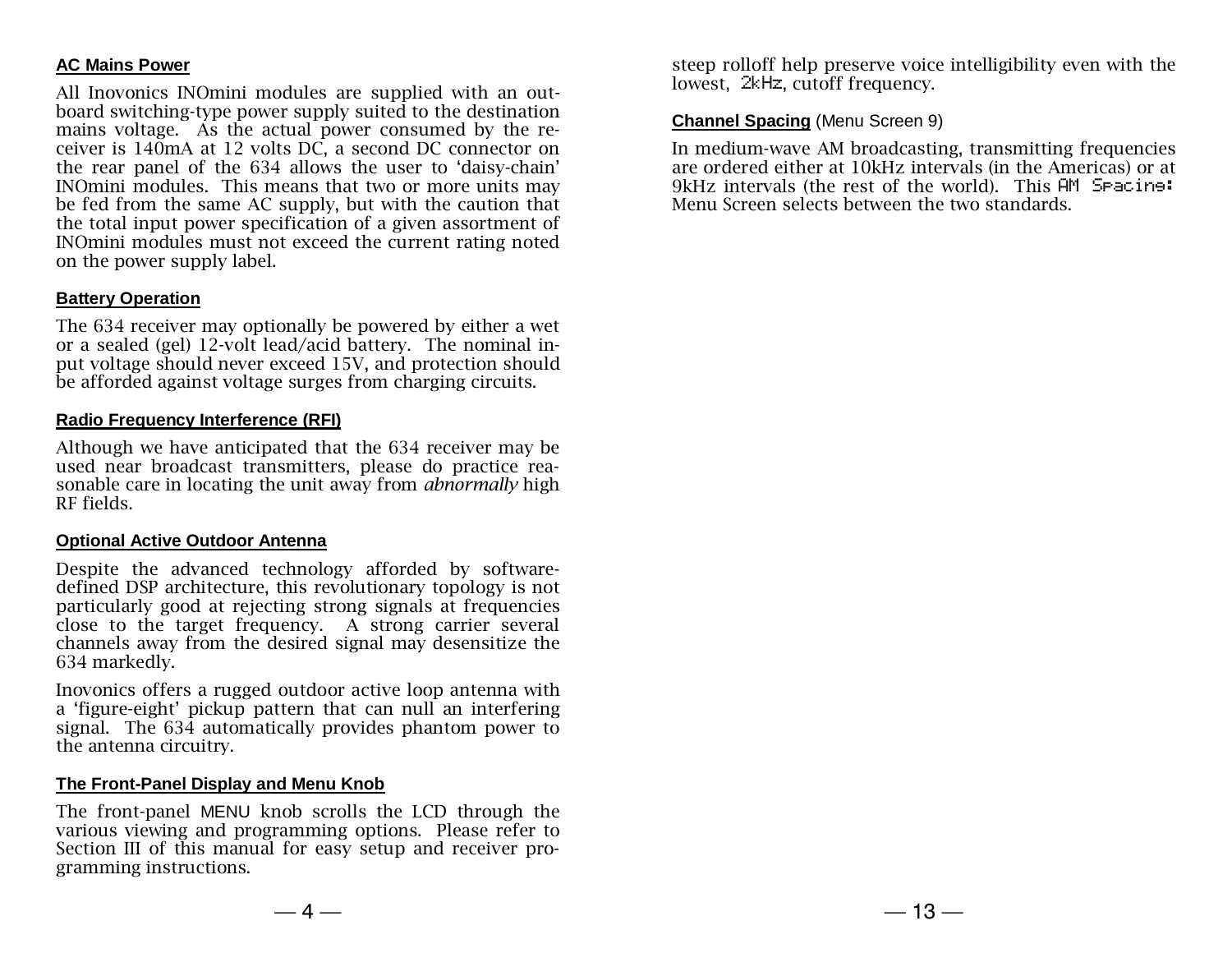### AC Mains Power

All Inovonics INOmini modules are supplied with an outboard switching-type power supply suited to the destination mains voltage. As the actual power consumed by the receiver is 140mA at 12 volts DC, a second DC connector on the rear panel of the 634 allows the user to 'daisy-chain' INOmini modules. This means that two or more units may be fed from the same AC supply, but with the caution that the total input power specification of a given assortment of INOmini modules must not exceed the current rating noted on the power supply label.

### Battery Operation

The 634 receiver may optionally be powered by either a wet or a sealed (gel) 12-volt lead/acid battery. The nominal input voltage should never exceed 15V, and protection should be afforded against voltage surges from charging circuits.

### Radio Frequency Interference (RFI)

Although we have anticipated that the 634 receiver may be used near broadcast transmitters, please do practice reasonable care in locating the unit away from *abnormally* high RF fields.

### Optional Active Outdoor Antenna

Despite the advanced technology afforded by software-defined DSP architecture, this revolutionary topology is not particularly good at rejecting strong signals at frequencies close to the target frequency. A strong carrier several channels away from the desired signal may desensitize the 634 markedly.

Inovonics offers a rugged outdoor active loop antenna with a 'figure-eight' pickup pattern that can null an interfering signal. The 634 automatically provides phantom power to the antenna circuitry.

### The Front-Panel Display and Menu Knob

The front-panel MENU knob scrolls the LCD through the various viewing and programming options. Please refer to Section III of this manual for easy setup and receiver programming instructions.

steep rolloff help preserve voice intelligibility even with the lowest, 2kHz, cutoff frequency.

### Channel Spacing (Menu Screen 9)

In medium-wave AM broadcasting, transmitting frequencies are ordered either at 10kHz intervals (in the Americas) or at 9kHz intervals (the rest of the world). This AM Spacing: Menu Screen selects between the two standards.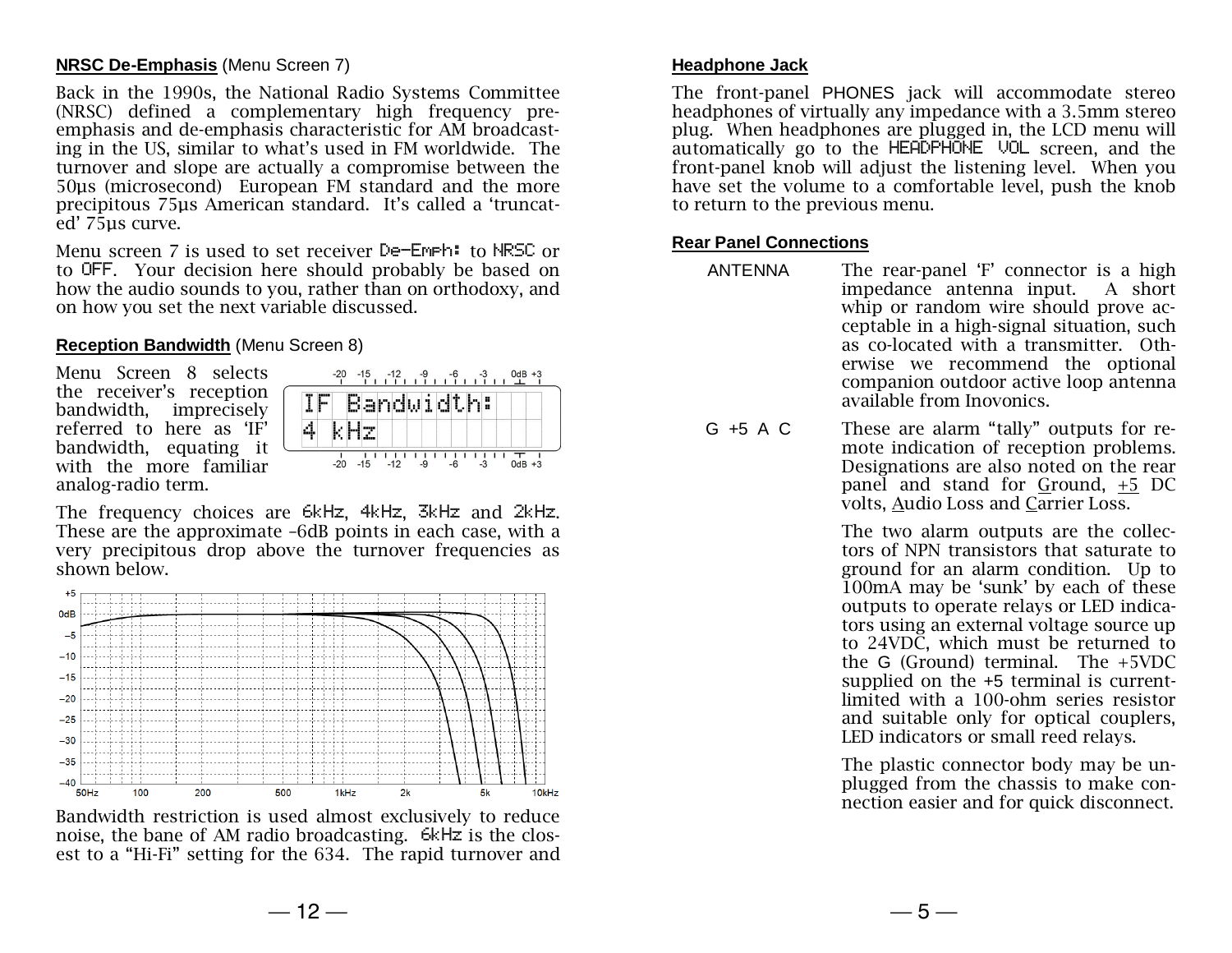**NRSC De-Emphasis** (Menu Screen 7)

Back in the 1990s, the National Radio Systems Committee (NRSC) defined a complementary high frequency pre-emphasis and de-emphasis characteristic for AM broadcasting in the US, similar to what's used in FM worldwide. The turnover and slope are actually a compromise between the 50µs (microsecond) European FM standard and the more precipitous 75µs American standard. It's called a 'truncated' 75µs curve.

Menu screen 7 is used to set receiver De-Emph: to NRSC or to OFF. Your decision here should probably be based on how the audio sounds to you, rather than on orthodoxy, and on how you set the next variable discussed.

**Reception Bandwidth** (Menu Screen 8)

Menu Screen 8 selects the receiver's reception bandwidth, imprecisely referred to here as 'IF' bandwidth, equating it with the more familiar analog-radio term.

```
IF Bandwidth:
4 kHz
```

The frequency choices are 6kHz, 4kHz, 3kHz and 2kHz. These are the approximate –6dB points in each case, with a very precipitous drop above the turnover frequencies as shown below.

Bandwidth restriction is used almost exclusively to reduce noise, the bane of AM radio broadcasting. 6kHz is the closest to a "Hi-Fi" setting for the 634. The rapid turnover and

**Headphone Jack**

The front-panel PHONES jack will accommodate stereo headphones of virtually any impedance with a 3.5mm stereo plug. When headphones are plugged in, the LCD menu will automatically go to the HEADPHONE VOL screen, and the front-panel knob will adjust the listening level. When you have set the volume to a comfortable level, push the knob to return to the previous menu.

**Rear Panel Connections**

ANTENNA — The rear-panel 'F' connector is a high impedance antenna input. A short whip or random wire should prove acceptable in a high-signal situation, such as co-located with a transmitter. Otherwise we recommend the optional companion outdoor active loop antenna available from Inovonics.

G +5 A C — These are alarm "tally" outputs for remote indication of reception problems. Designations are also noted on the rear panel and stand for Ground, +5 DC volts, Audio Loss and Carrier Loss.

The two alarm outputs are the collectors of NPN transistors that saturate to ground for an alarm condition. Up to 100mA may be 'sunk' by each of these outputs to operate relays or LED indicators using an external voltage source up to 24VDC, which must be returned to the G (Ground) terminal. The +5VDC supplied on the +5 terminal is current-limited with a 100-ohm series resistor and suitable only for optical couplers, LED indicators or small reed relays.

The plastic connector body may be unplugged from the chassis to make connection easier and for quick disconnect.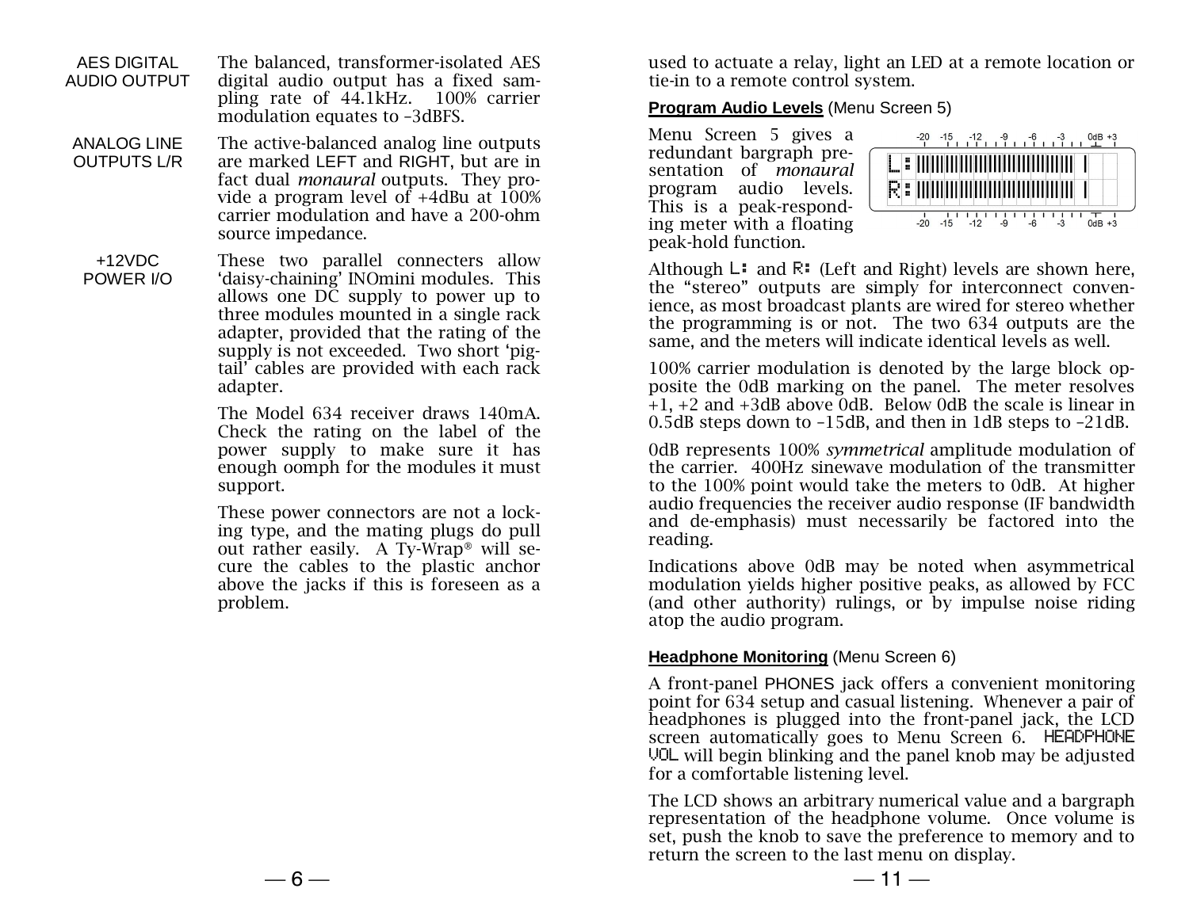**AES DIGITAL AUDIO OUTPUT** The balanced, transformer-isolated AES digital audio output has a fixed sampling rate of 44.1kHz. 100% carrier modulation equates to –3dBFS.

**ANALOG LINE OUTPUTS L/R** The active-balanced analog line outputs are marked LEFT and RIGHT, but are in fact dual *monaural* outputs. They provide a program level of +4dBu at 100% carrier modulation and have a 200-ohm source impedance.

**+12VDC POWER I/O** These two parallel connecters allow 'daisy-chaining' INOmini modules. This allows one DC supply to power up to three modules mounted in a single rack adapter, provided that the rating of the supply is not exceeded. Two short 'pigtail' cables are provided with each rack adapter.

The Model 634 receiver draws 140mA. Check the rating on the label of the power supply to make sure it has enough oomph for the modules it must support.

These power connectors are not a locking type, and the mating plugs do pull out rather easily. A Ty-Wrap® will secure the cables to the plastic anchor above the jacks if this is foreseen as a problem.

used to actuate a relay, light an LED at a remote location or tie-in to a remote control system.

**Program Audio Levels** (Menu Screen 5)

Menu Screen 5 gives a redundant bargraph presentation of *monaural* program audio levels. This is a peak-responding meter with a floating peak-hold function.

Although L: and R: (Left and Right) levels are shown here, the "stereo" outputs are simply for interconnect convenience, as most broadcast plants are wired for stereo whether the programming is or not. The two 634 outputs are the same, and the meters will indicate identical levels as well.

100% carrier modulation is denoted by the large block opposite the 0dB marking on the panel. The meter resolves +1, +2 and +3dB above 0dB. Below 0dB the scale is linear in 0.5dB steps down to –15dB, and then in 1dB steps to –21dB.

0dB represents 100% *symmetrical* amplitude modulation of the carrier. 400Hz sinewave modulation of the transmitter to the 100% point would take the meters to 0dB. At higher audio frequencies the receiver audio response (IF bandwidth and de-emphasis) must necessarily be factored into the reading.

Indications above 0dB may be noted when asymmetrical modulation yields higher positive peaks, as allowed by FCC (and other authority) rulings, or by impulse noise riding atop the audio program.

**Headphone Monitoring** (Menu Screen 6)

A front-panel PHONES jack offers a convenient monitoring point for 634 setup and casual listening. Whenever a pair of headphones is plugged into the front-panel jack, the LCD screen automatically goes to Menu Screen 6. HEADPHONE VOL will begin blinking and the panel knob may be adjusted for a comfortable listening level.

The LCD shows an arbitrary numerical value and a bargraph representation of the headphone volume. Once volume is set, push the knob to save the preference to memory and to return the screen to the last menu on display.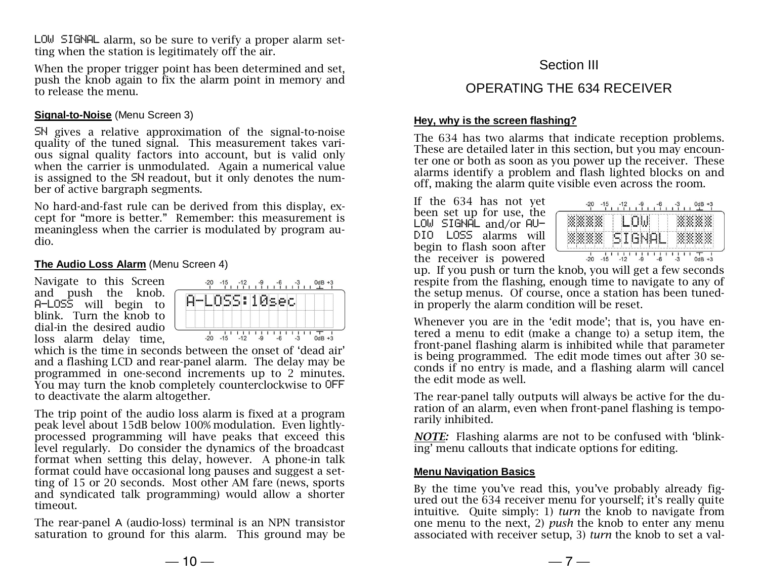LOW SIGNAL alarm, so be sure to verify a proper alarm setting when the station is legitimately off the air.

When the proper trigger point has been determined and set, push the knob again to fix the alarm point in memory and to release the menu.

**Signal-to-Noise** (Menu Screen 3)

SN gives a relative approximation of the signal-to-noise quality of the tuned signal. This measurement takes various signal quality factors into account, but is valid only when the carrier is unmodulated. Again a numerical value is assigned to the SN readout, but it only denotes the number of active bargraph segments.

No hard-and-fast rule can be derived from this display, except for "more is better." Remember: this measurement is meaningless when the carrier is modulated by program audio.

**The Audio Loss Alarm** (Menu Screen 4)

Navigate to this Screen and push the knob. A-LOSS will begin to blink. Turn the knob to dial-in the desired audio loss alarm delay time, which is the time in seconds between the onset of 'dead air' and a flashing LCD and rear-panel alarm. The delay may be programmed in one-second increments up to 2 minutes. You may turn the knob completely counterclockwise to OFF to deactivate the alarm altogether.

The trip point of the audio loss alarm is fixed at a program peak level about 15dB below 100% modulation. Even lightly-processed programming will have peaks that exceed this level regularly. Do consider the dynamics of the broadcast format when setting this delay, however. A phone-in talk format could have occasional long pauses and suggest a setting of 15 or 20 seconds. Most other AM fare (news, sports and syndicated talk programming) would allow a shorter timeout.

The rear-panel A (audio-loss) terminal is an NPN transistor saturation to ground for this alarm. This ground may be

# Section III

# OPERATING THE 634 RECEIVER

**Hey, why is the screen flashing?**

The 634 has two alarms that indicate reception problems. These are detailed later in this section, but you may encounter one or both as soon as you power up the receiver. These alarms identify a problem and flash lighted blocks on and off, making the alarm quite visible even across the room.

If the 634 has not yet been set up for use, the LOW SIGNAL and/or AUDIO LOSS alarms will begin to flash soon after the receiver is powered up. If you push or turn the knob, you will get a few seconds respite from the flashing, enough time to navigate to any of the setup menus. Of course, once a station has been tuned-in properly the alarm condition will be reset.

Whenever you are in the 'edit mode'; that is, you have entered a menu to edit (make a change to) a setup item, the front-panel flashing alarm is inhibited while that parameter is being programmed. The edit mode times out after 30 seconds if no entry is made, and a flashing alarm will cancel the edit mode as well.

The rear-panel tally outputs will always be active for the duration of an alarm, even when front-panel flashing is temporarily inhibited.

***NOTE:*** Flashing alarms are not to be confused with 'blinking' menu callouts that indicate options for editing.

**Menu Navigation Basics**

By the time you've read this, you've probably already figured out the 634 receiver menu for yourself; it's really quite intuitive. Quite simply: 1) *turn* the knob to navigate from one menu to the next, 2) *push* the knob to enter any menu associated with receiver setup, 3) *turn* the knob to set a val-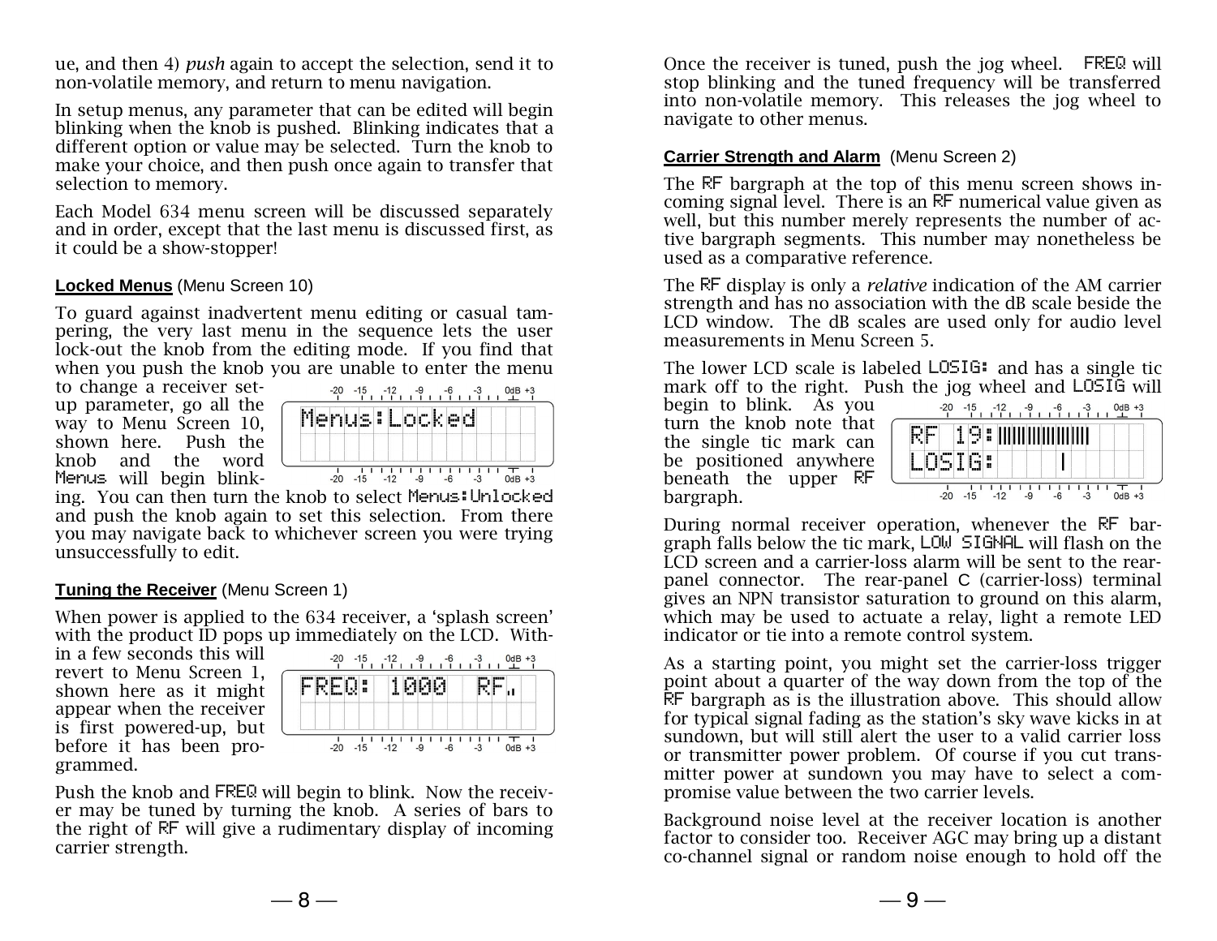ue, and then 4) *push* again to accept the selection, send it to non-volatile memory, and return to menu navigation.

In setup menus, any parameter that can be edited will begin blinking when the knob is pushed. Blinking indicates that a different option or value may be selected. Turn the knob to make your choice, and then push once again to transfer that selection to memory.

Each Model 634 menu screen will be discussed separately and in order, except that the last menu is discussed first, as it could be a show-stopper!

#### **Locked Menus** (Menu Screen 10)

To guard against inadvertent menu editing or casual tampering, the very last menu in the sequence lets the user lock-out the knob from the editing mode. If you find that when you push the knob you are unable to enter the menu to change a receiver setup parameter, go all the way to Menu Screen 10, shown here. Push the knob and the word Menus will begin blinking. You can then turn the knob to select Menus:Unlocked and push the knob again to set this selection. From there you may navigate back to whichever screen you were trying unsuccessfully to edit.

-20 -15 -12 -9 -6 -3 0dB +3

Menus:Locked

-20 -15 -12 -9 -6 -3 0dB +3

#### **Tuning the Receiver** (Menu Screen 1)

When power is applied to the 634 receiver, a 'splash screen' with the product ID pops up immediately on the LCD. Within a few seconds this will revert to Menu Screen 1, shown here as it might appear when the receiver is first powered-up, but before it has been programmed.

-20 -15 -12 -9 -6 -3 0dB +3

FREQ: 1000 RF

-20 -15 -12 -9 -6 -3 0dB +3

Push the knob and FREQ will begin to blink. Now the receiver may be tuned by turning the knob. A series of bars to the right of RF will give a rudimentary display of incoming carrier strength.

Once the receiver is tuned, push the jog wheel. FREQ will stop blinking and the tuned frequency will be transferred into non-volatile memory. This releases the jog wheel to navigate to other menus.

#### **Carrier Strength and Alarm** (Menu Screen 2)

The RF bargraph at the top of this menu screen shows incoming signal level. There is an RF numerical value given as well, but this number merely represents the number of active bargraph segments. This number may nonetheless be used as a comparative reference.

The RF display is only a *relative* indication of the AM carrier strength and has no association with the dB scale beside the LCD window. The dB scales are used only for audio level measurements in Menu Screen 5.

The lower LCD scale is labeled LOSIG: and has a single tic mark off to the right. Push the jog wheel and LOSIG will begin to blink. As you turn the knob note that the single tic mark can be positioned anywhere beneath the upper RF bargraph.

-20 -15 -12 -9 -6 -3 0dB +3

RF 19:

LOSIG:

-20 -15 -12 -9 -6 -3 0dB +3

During normal receiver operation, whenever the RF bargraph falls below the tic mark, LOW SIGNAL will flash on the LCD screen and a carrier-loss alarm will be sent to the rear-panel connector. The rear-panel C (carrier-loss) terminal gives an NPN transistor saturation to ground on this alarm, which may be used to actuate a relay, light a remote LED indicator or tie into a remote control system.

As a starting point, you might set the carrier-loss trigger point about a quarter of the way down from the top of the RF bargraph as is the illustration above. This should allow for typical signal fading as the station's sky wave kicks in at sundown, but will still alert the user to a valid carrier loss or transmitter power problem. Of course if you cut transmitter power at sundown you may have to select a compromise value between the two carrier levels.

Background noise level at the receiver location is another factor to consider too. Receiver AGC may bring up a distant co-channel signal or random noise enough to hold off the